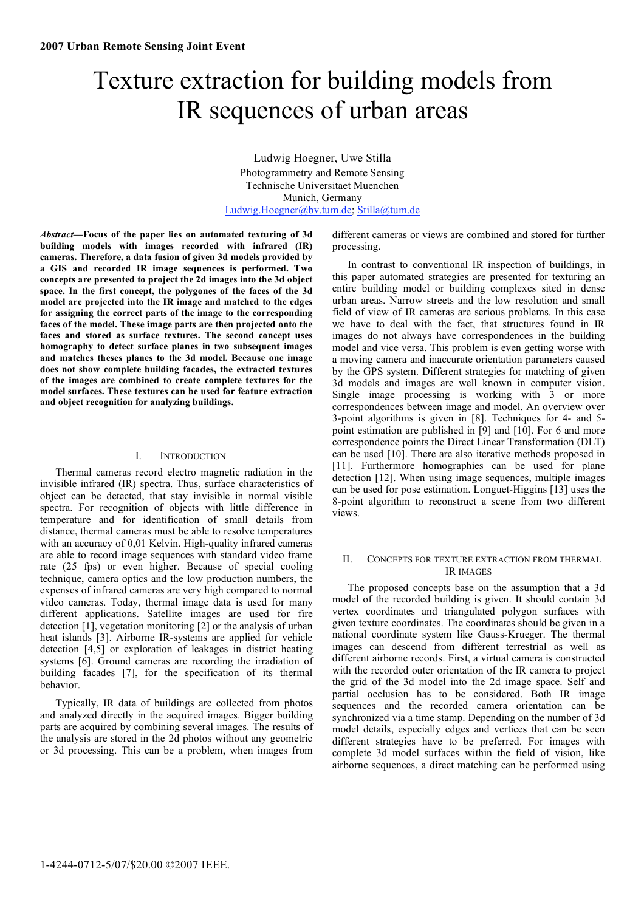2007 Urban Remote Sensing Joint Event

# Texture extraction for building models from IR sequences of urban areas

Ludwig Hoegner, Uwe Stilla
Photogrammetry and Remote Sensing
Technische Universitaet Muenchen
Munich, Germany
Ludwig.Hoegner@bv.tum.de; Stilla@tum.de

***Abstract*—Focus of the paper lies on automated texturing of 3d building models with images recorded with infrared (IR) cameras. Therefore, a data fusion of given 3d models provided by a GIS and recorded IR image sequences is performed. Two concepts are presented to project the 2d images into the 3d object space. In the first concept, the polygones of the faces of the 3d model are projected into the IR image and matched to the edges for assigning the correct parts of the image to the corresponding faces of the model. These image parts are then projected onto the faces and stored as surface textures. The second concept uses homography to detect surface planes in two subsequent images and matches theses planes to the 3d model. Because one image does not show complete building facades, the extracted textures of the images are combined to create complete textures for the model surfaces. These textures can be used for feature extraction and object recognition for analyzing buildings.**

## I. Introduction

Thermal cameras record electro magnetic radiation in the invisible infrared (IR) spectra. Thus, surface characteristics of object can be detected, that stay invisible in normal visible spectra. For recognition of objects with little difference in temperature and for identification of small details from distance, thermal cameras must be able to resolve temperatures with an accuracy of 0,01 Kelvin. High-quality infrared cameras are able to record image sequences with standard video frame rate (25 fps) or even higher. Because of special cooling technique, camera optics and the low production numbers, the expenses of infrared cameras are very high compared to normal video cameras. Today, thermal image data is used for many different applications. Satellite images are used for fire detection [1], vegetation monitoring [2] or the analysis of urban heat islands [3]. Airborne IR-systems are applied for vehicle detection [4,5] or exploration of leakages in district heating systems [6]. Ground cameras are recording the irradiation of building facades [7], for the specification of its thermal behavior.

Typically, IR data of buildings are collected from photos and analyzed directly in the acquired images. Bigger building parts are acquired by combining several images. The results of the analysis are stored in the 2d photos without any geometric or 3d processing. This can be a problem, when images from different cameras or views are combined and stored for further processing.

In contrast to conventional IR inspection of buildings, in this paper automated strategies are presented for texturing an entire building model or building complexes sited in dense urban areas. Narrow streets and the low resolution and small field of view of IR cameras are serious problems. In this case we have to deal with the fact, that structures found in IR images do not always have correspondences in the building model and vice versa. This problem is even getting worse with a moving camera and inaccurate orientation parameters caused by the GPS system. Different strategies for matching of given 3d models and images are well known in computer vision. Single image processing is working with 3 or more correspondences between image and model. An overview over 3-point algorithms is given in [8]. Techniques for 4- and 5-point estimation are published in [9] and [10]. For 6 and more correspondence points the Direct Linear Transformation (DLT) can be used [10]. There are also iterative methods proposed in [11]. Furthermore homographies can be used for plane detection [12]. When using image sequences, multiple images can be used for pose estimation. Longuet-Higgins [13] uses the 8-point algorithm to reconstruct a scene from two different views.

## II. Concepts for Texture Extraction from Thermal IR Images

The proposed concepts base on the assumption that a 3d model of the recorded building is given. It should contain 3d vertex coordinates and triangulated polygon surfaces with given texture coordinates. The coordinates should be given in a national coordinate system like Gauss-Krueger. The thermal images can descend from different terrestrial as well as different airborne records. First, a virtual camera is constructed with the recorded outer orientation of the IR camera to project the grid of the 3d model into the 2d image space. Self and partial occlusion has to be considered. Both IR image sequences and the recorded camera orientation can be synchronized via a time stamp. Depending on the number of 3d model details, especially edges and vertices that can be seen different strategies have to be preferred. For images with complete 3d model surfaces within the field of vision, like airborne sequences, a direct matching can be performed using

1-4244-0712-5/07/$20.00 ©2007 IEEE.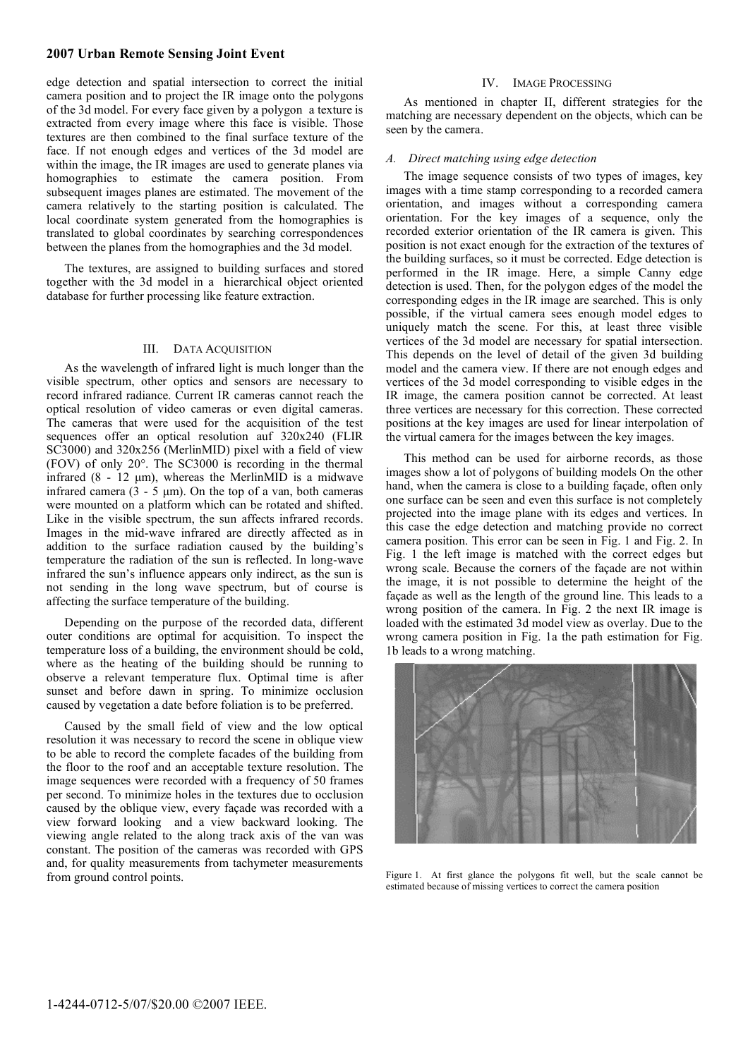edge detection and spatial intersection to correct the initial camera position and to project the IR image onto the polygons of the 3d model. For every face given by a polygon a texture is extracted from every image where this face is visible. Those textures are then combined to the final surface texture of the face. If not enough edges and vertices of the 3d model are within the image, the IR images are used to generate planes via homographies to estimate the camera position. From subsequent images planes are estimated. The movement of the camera relatively to the starting position is calculated. The local coordinate system generated from the homographies is translated to global coordinates by searching correspondences between the planes from the homographies and the 3d model.

The textures, are assigned to building surfaces and stored together with the 3d model in a hierarchical object oriented database for further processing like feature extraction.

## III. Data Acquisition

As the wavelength of infrared light is much longer than the visible spectrum, other optics and sensors are necessary to record infrared radiance. Current IR cameras cannot reach the optical resolution of video cameras or even digital cameras. The cameras that were used for the acquisition of the test sequences offer an optical resolution auf 320x240 (FLIR SC3000) and 320x256 (MerlinMID) pixel with a field of view (FOV) of only 20°. The SC3000 is recording in the thermal infrared (8 - 12 µm), whereas the MerlinMID is a midwave infrared camera (3 - 5 µm). On the top of a van, both cameras were mounted on a platform which can be rotated and shifted. Like in the visible spectrum, the sun affects infrared records. Images in the mid-wave infrared are directly affected as in addition to the surface radiation caused by the building's temperature the radiation of the sun is reflected. In long-wave infrared the sun's influence appears only indirect, as the sun is not sending in the long wave spectrum, but of course is affecting the surface temperature of the building.

Depending on the purpose of the recorded data, different outer conditions are optimal for acquisition. To inspect the temperature loss of a building, the environment should be cold, where as the heating of the building should be running to observe a relevant temperature flux. Optimal time is after sunset and before dawn in spring. To minimize occlusion caused by vegetation a date before foliation is to be preferred.

Caused by the small field of view and the low optical resolution it was necessary to record the scene in oblique view to be able to record the complete facades of the building from the floor to the roof and an acceptable texture resolution. The image sequences were recorded with a frequency of 50 frames per second. To minimize holes in the textures due to occlusion caused by the oblique view, every façade was recorded with a view forward looking and a view backward looking. The viewing angle related to the along track axis of the van was constant. The position of the cameras was recorded with GPS and, for quality measurements from tachymeter measurements from ground control points.

## IV. Image Processing

As mentioned in chapter II, different strategies for the matching are necessary dependent on the objects, which can be seen by the camera.

### *A. Direct matching using edge detection*

The image sequence consists of two types of images, key images with a time stamp corresponding to a recorded camera orientation, and images without a corresponding camera orientation. For the key images of a sequence, only the recorded exterior orientation of the IR camera is given. This position is not exact enough for the extraction of the textures of the building surfaces, so it must be corrected. Edge detection is performed in the IR image. Here, a simple Canny edge detection is used. Then, for the polygon edges of the model the corresponding edges in the IR image are searched. This is only possible, if the virtual camera sees enough model edges to uniquely match the scene. For this, at least three visible vertices of the 3d model are necessary for spatial intersection. This depends on the level of detail of the given 3d building model and the camera view. If there are not enough edges and vertices of the 3d model corresponding to visible edges in the IR image, the camera position cannot be corrected. At least three vertices are necessary for this correction. These corrected positions at the key images are used for linear interpolation of the virtual camera for the images between the key images.

This method can be used for airborne records, as those images show a lot of polygons of building models On the other hand, when the camera is close to a building façade, often only one surface can be seen and even this surface is not completely projected into the image plane with its edges and vertices. In this case the edge detection and matching provide no correct camera position. This error can be seen in Fig. 1 and Fig. 2. In Fig. 1 the left image is matched with the correct edges but wrong scale. Because the corners of the façade are not within the image, it is not possible to determine the height of the façade as well as the length of the ground line. This leads to a wrong position of the camera. In Fig. 2 the next IR image is loaded with the estimated 3d model view as overlay. Due to the wrong camera position in Fig. 1a the path estimation for Fig. 1b leads to a wrong matching.

Figure 1. At first glance the polygons fit well, but the scale cannot be estimated because of missing vertices to correct the camera position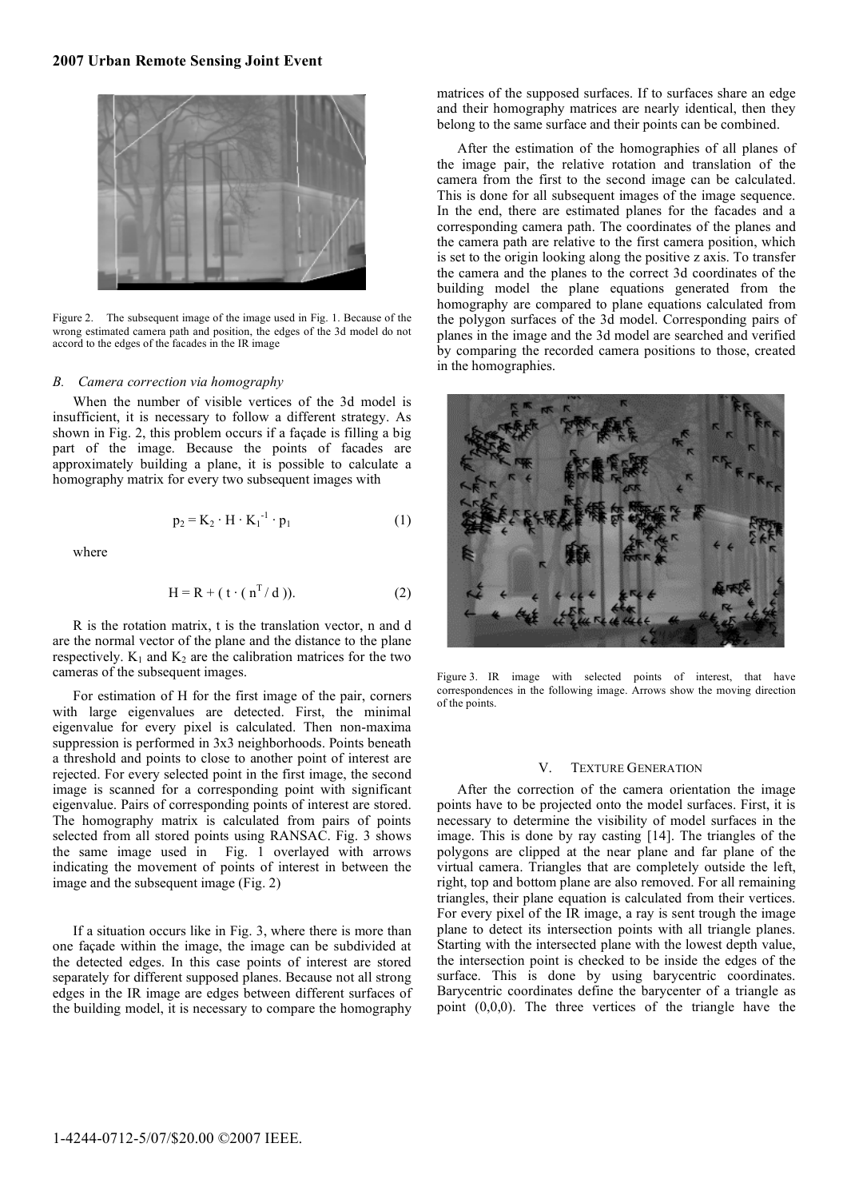Figure 2. The subsequent image of the image used in Fig. 1. Because of the wrong estimated camera path and position, the edges of the 3d model do not accord to the edges of the facades in the IR image

### *B. Camera correction via homography*

When the number of visible vertices of the 3d model is insufficient, it is necessary to follow a different strategy. As shown in Fig. 2, this problem occurs if a façade is filling a big part of the image. Because the points of facades are approximately building a plane, it is possible to calculate a homography matrix for every two subsequent images with

$$p_2 = K_2 \cdot H \cdot K_1^{-1} \cdot p_1 \tag{1}$$

where

$$H = R + ( t \cdot ( n^T / d )). \tag{2}$$

R is the rotation matrix, t is the translation vector, n and d are the normal vector of the plane and the distance to the plane respectively. $K_1$ and $K_2$ are the calibration matrices for the two cameras of the subsequent images.

For estimation of H for the first image of the pair, corners with large eigenvalues are detected. First, the minimal eigenvalue for every pixel is calculated. Then non-maxima suppression is performed in 3x3 neighborhoods. Points beneath a threshold and points to close to another point of interest are rejected. For every selected point in the first image, the second image is scanned for a corresponding point with significant eigenvalue. Pairs of corresponding points of interest are stored. The homography matrix is calculated from pairs of points selected from all stored points using RANSAC. Fig. 3 shows the same image used in Fig. 1 overlayed with arrows indicating the movement of points of interest in between the image and the subsequent image (Fig. 2)

If a situation occurs like in Fig. 3, where there is more than one façade within the image, the image can be subdivided at the detected edges. In this case points of interest are stored separately for different supposed planes. Because not all strong edges in the IR image are edges between different surfaces of the building model, it is necessary to compare the homography matrices of the supposed surfaces. If to surfaces share an edge and their homography matrices are nearly identical, then they belong to the same surface and their points can be combined.

After the estimation of the homographies of all planes of the image pair, the relative rotation and translation of the camera from the first to the second image can be calculated. This is done for all subsequent images of the image sequence. In the end, there are estimated planes for the facades and a corresponding camera path. The coordinates of the planes and the camera path are relative to the first camera position, which is set to the origin looking along the positive z axis. To transfer the camera and the planes to the correct 3d coordinates of the building model the plane equations generated from the homography are compared to plane equations calculated from the polygon surfaces of the 3d model. Corresponding pairs of planes in the image and the 3d model are searched and verified by comparing the recorded camera positions to those, created in the homographies.

Figure 3. IR image with selected points of interest, that have correspondences in the following image. Arrows show the moving direction of the points.

## V. Texture Generation

After the correction of the camera orientation the image points have to be projected onto the model surfaces. First, it is necessary to determine the visibility of model surfaces in the image. This is done by ray casting [14]. The triangles of the polygons are clipped at the near plane and far plane of the virtual camera. Triangles that are completely outside the left, right, top and bottom plane are also removed. For all remaining triangles, their plane equation is calculated from their vertices. For every pixel of the IR image, a ray is sent trough the image plane to detect its intersection points with all triangle planes. Starting with the intersected plane with the lowest depth value, the intersection point is checked to be inside the edges of the surface. This is done by using barycentric coordinates. Barycentric coordinates define the barycenter of a triangle as point (0,0,0). The three vertices of the triangle have the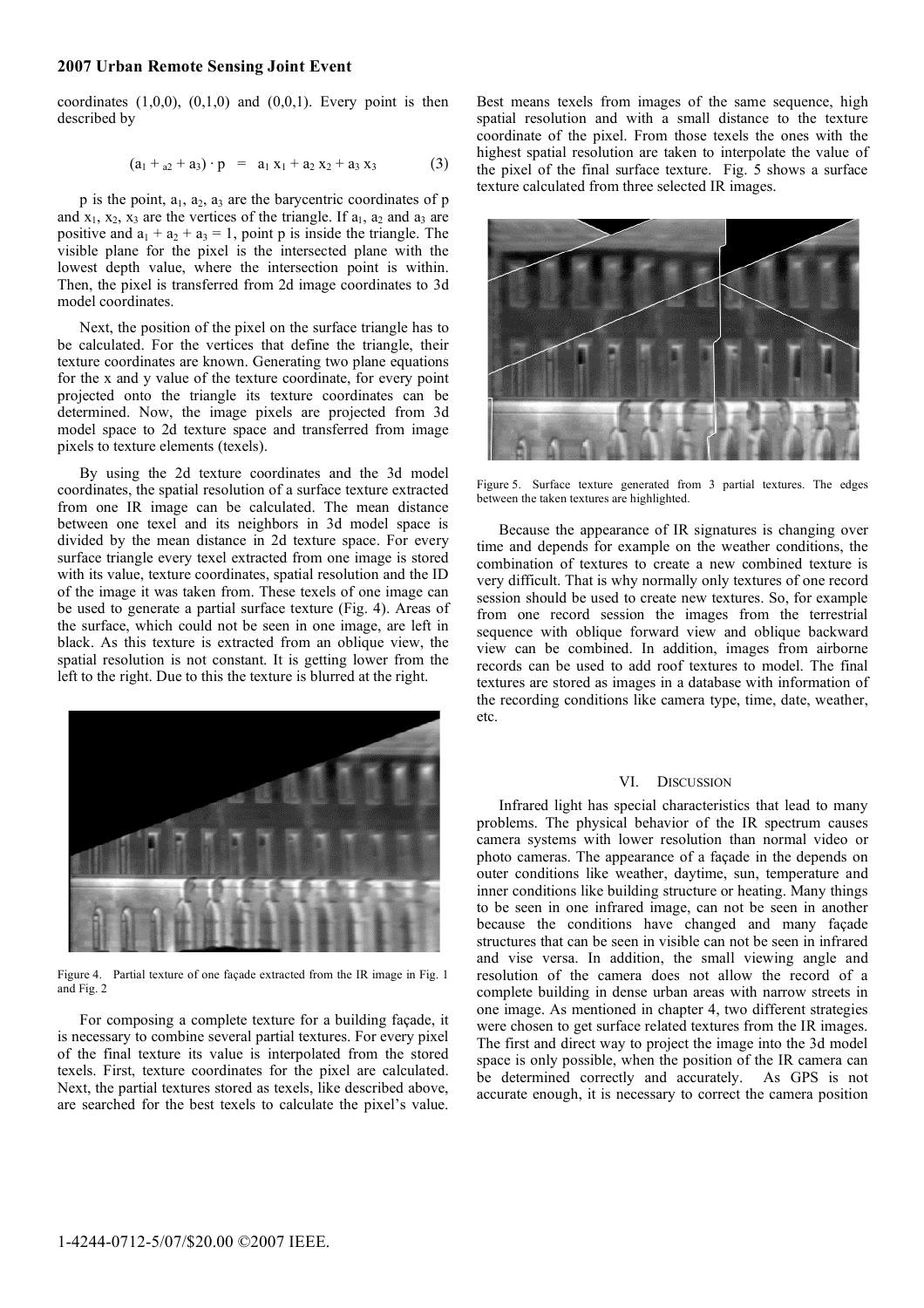coordinates (1,0,0), (0,1,0) and (0,0,1). Every point is then described by

$$(a_1 + a_2 + a_3) \cdot p \;=\; a_1 x_1 + a_2 x_2 + a_3 x_3 \tag{3}$$

p is the point, $a_1$, $a_2$, $a_3$ are the barycentric coordinates of p and $x_1$, $x_2$, $x_3$ are the vertices of the triangle. If $a_1$, $a_2$ and $a_3$ are positive and $a_1 + a_2 + a_3 = 1$, point p is inside the triangle. The visible plane for the pixel is the intersected plane with the lowest depth value, where the intersection point is within. Then, the pixel is transferred from 2d image coordinates to 3d model coordinates.

Next, the position of the pixel on the surface triangle has to be calculated. For the vertices that define the triangle, their texture coordinates are known. Generating two plane equations for the x and y value of the texture coordinate, for every point projected onto the triangle its texture coordinates can be determined. Now, the image pixels are projected from 3d model space to 2d texture space and transferred from image pixels to texture elements (texels).

By using the 2d texture coordinates and the 3d model coordinates, the spatial resolution of a surface texture extracted from one IR image can be calculated. The mean distance between one texel and its neighbors in 3d model space is divided by the mean distance in 2d texture space. For every surface triangle every texel extracted from one image is stored with its value, texture coordinates, spatial resolution and the ID of the image it was taken from. These texels of one image can be used to generate a partial surface texture (Fig. 4). Areas of the surface, which could not be seen in one image, are left in black. As this texture is extracted from an oblique view, the spatial resolution is not constant. It is getting lower from the left to the right. Due to this the texture is blurred at the right.

Figure 4. Partial texture of one façade extracted from the IR image in Fig. 1 and Fig. 2

For composing a complete texture for a building façade, it is necessary to combine several partial textures. For every pixel of the final texture its value is interpolated from the stored texels. First, texture coordinates for the pixel are calculated. Next, the partial textures stored as texels, like described above, are searched for the best texels to calculate the pixel's value. Best means texels from images of the same sequence, high spatial resolution and with a small distance to the texture coordinate of the pixel. From those texels the ones with the highest spatial resolution are taken to interpolate the value of the pixel of the final surface texture. Fig. 5 shows a surface texture calculated from three selected IR images.

Figure 5. Surface texture generated from 3 partial textures. The edges between the taken textures are highlighted.

Because the appearance of IR signatures is changing over time and depends for example on the weather conditions, the combination of textures to create a new combined texture is very difficult. That is why normally only textures of one record session should be used to create new textures. So, for example from one record session the images from the terrestrial sequence with oblique forward view and oblique backward view can be combined. In addition, images from airborne records can be used to add roof textures to model. The final textures are stored as images in a database with information of the recording conditions like camera type, time, date, weather, etc.

## VI. Discussion

Infrared light has special characteristics that lead to many problems. The physical behavior of the IR spectrum causes camera systems with lower resolution than normal video or photo cameras. The appearance of a façade in the depends on outer conditions like weather, daytime, sun, temperature and inner conditions like building structure or heating. Many things to be seen in one infrared image, can not be seen in another because the conditions have changed and many façade structures that can be seen in visible can not be seen in infrared and vise versa. In addition, the small viewing angle and resolution of the camera does not allow the record of a complete building in dense urban areas with narrow streets in one image. As mentioned in chapter 4, two different strategies were chosen to get surface related textures from the IR images. The first and direct way to project the image into the 3d model space is only possible, when the position of the IR camera can be determined correctly and accurately. As GPS is not accurate enough, it is necessary to correct the camera position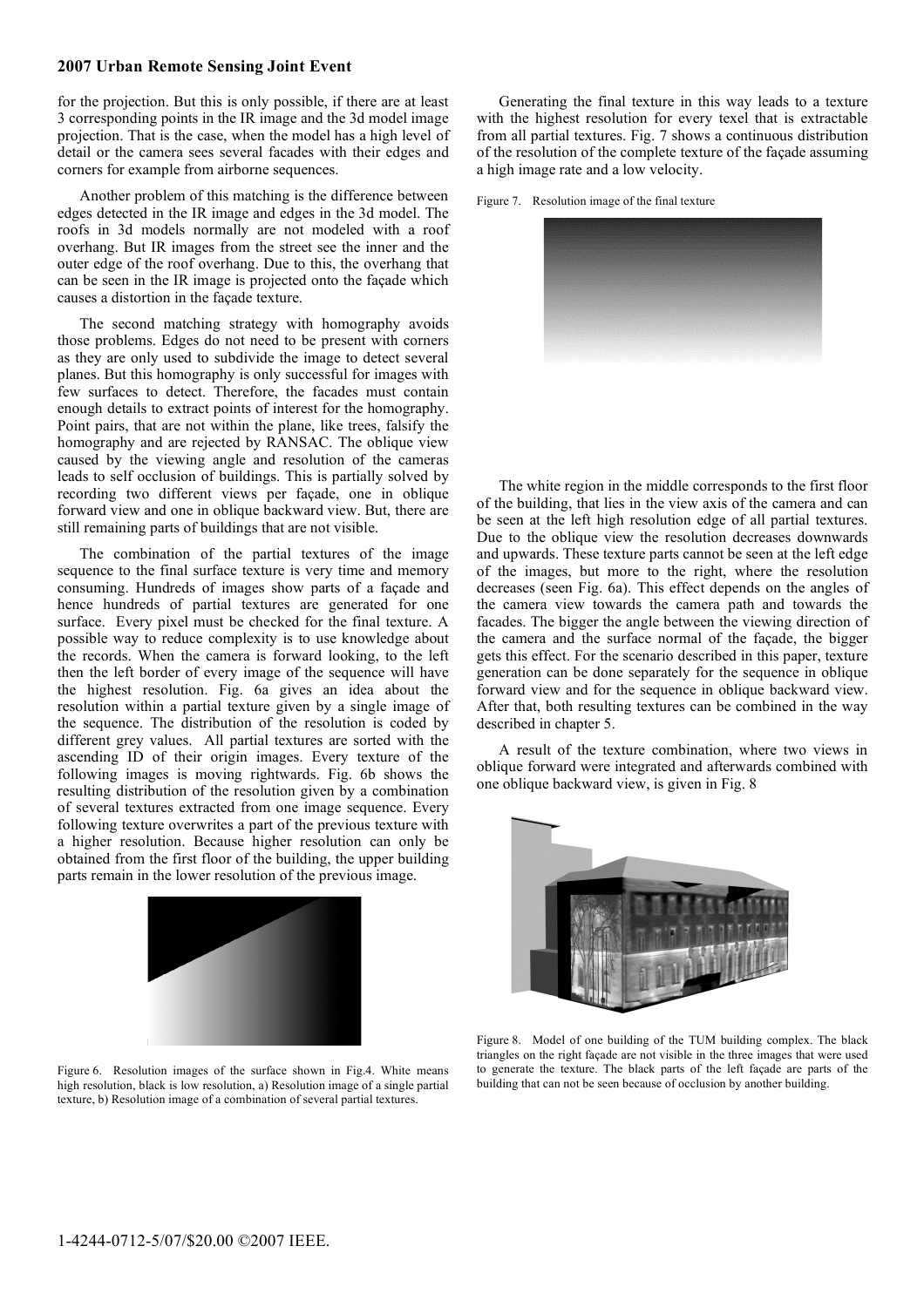for the projection. But this is only possible, if there are at least 3 corresponding points in the IR image and the 3d model image projection. That is the case, when the model has a high level of detail or the camera sees several facades with their edges and corners for example from airborne sequences.

Another problem of this matching is the difference between edges detected in the IR image and edges in the 3d model. The roofs in 3d models normally are not modeled with a roof overhang. But IR images from the street see the inner and the outer edge of the roof overhang. Due to this, the overhang that can be seen in the IR image is projected onto the façade which causes a distortion in the façade texture.

The second matching strategy with homography avoids those problems. Edges do not need to be present with corners as they are only used to subdivide the image to detect several planes. But this homography is only successful for images with few surfaces to detect. Therefore, the facades must contain enough details to extract points of interest for the homography. Point pairs, that are not within the plane, like trees, falsify the homography and are rejected by RANSAC. The oblique view caused by the viewing angle and resolution of the cameras leads to self occlusion of buildings. This is partially solved by recording two different views per façade, one in oblique forward view and one in oblique backward view. But, there are still remaining parts of buildings that are not visible.

The combination of the partial textures of the image sequence to the final surface texture is very time and memory consuming. Hundreds of images show parts of a façade and hence hundreds of partial textures are generated for one surface. Every pixel must be checked for the final texture. A possible way to reduce complexity is to use knowledge about the records. When the camera is forward looking, to the left then the left border of every image of the sequence will have the highest resolution. Fig. 6a gives an idea about the resolution within a partial texture given by a single image of the sequence. The distribution of the resolution is coded by different grey values. All partial textures are sorted with the ascending ID of their origin images. Every texture of the following images is moving rightwards. Fig. 6b shows the resulting distribution of the resolution given by a combination of several textures extracted from one image sequence. Every following texture overwrites a part of the previous texture with a higher resolution. Because higher resolution can only be obtained from the first floor of the building, the upper building parts remain in the lower resolution of the previous image.

Figure 6. Resolution images of the surface shown in Fig.4. White means high resolution, black is low resolution, a) Resolution image of a single partial texture, b) Resolution image of a combination of several partial textures.

Generating the final texture in this way leads to a texture with the highest resolution for every texel that is extractable from all partial textures. Fig. 7 shows a continuous distribution of the resolution of the complete texture of the façade assuming a high image rate and a low velocity.

Figure 7. Resolution image of the final texture

The white region in the middle corresponds to the first floor of the building, that lies in the view axis of the camera and can be seen at the left high resolution edge of all partial textures. Due to the oblique view the resolution decreases downwards and upwards. These texture parts cannot be seen at the left edge of the images, but more to the right, where the resolution decreases (seen Fig. 6a). This effect depends on the angles of the camera view towards the camera path and towards the facades. The bigger the angle between the viewing direction of the camera and the surface normal of the façade, the bigger gets this effect. For the scenario described in this paper, texture generation can be done separately for the sequence in oblique forward view and for the sequence in oblique backward view. After that, both resulting textures can be combined in the way described in chapter 5.

A result of the texture combination, where two views in oblique forward were integrated and afterwards combined with one oblique backward view, is given in Fig. 8

Figure 8. Model of one building of the TUM building complex. The black triangles on the right façade are not visible in the three images that were used to generate the texture. The black parts of the left façade are parts of the building that can not be seen because of occlusion by another building.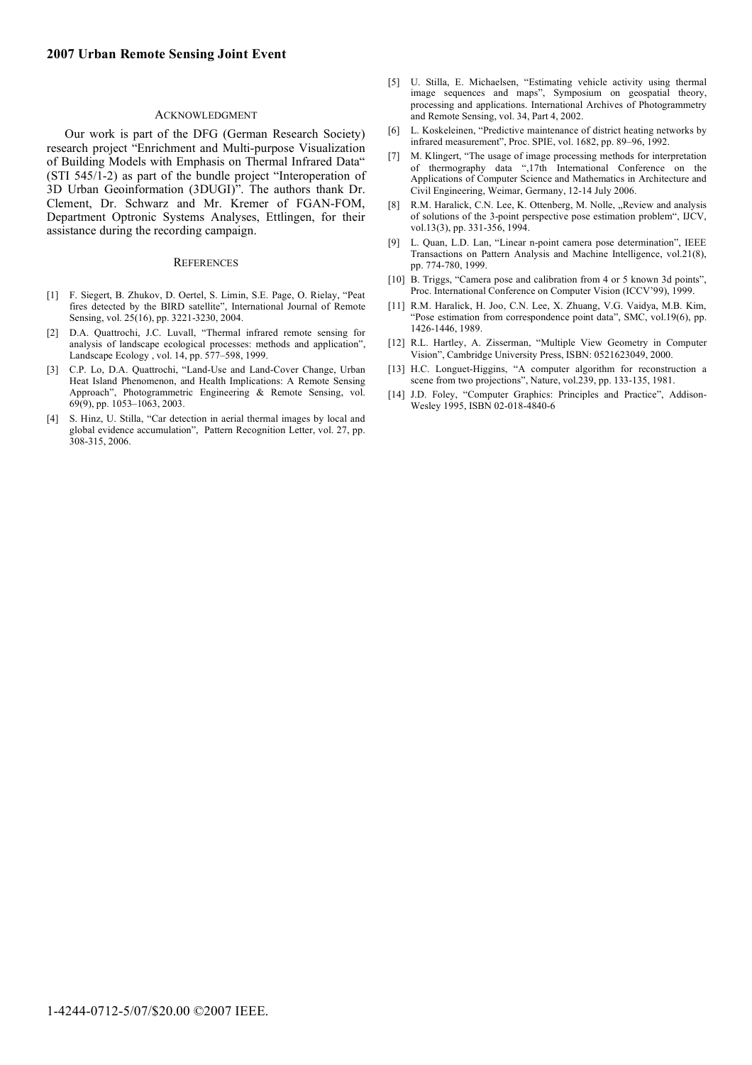## Acknowledgment

Our work is part of the DFG (German Research Society) research project "Enrichment and Multi-purpose Visualization of Building Models with Emphasis on Thermal Infrared Data" (STI 545/1-2) as part of the bundle project "Interoperation of 3D Urban Geoinformation (3DUGI)". The authors thank Dr. Clement, Dr. Schwarz and Mr. Kremer of FGAN-FOM, Department Optronic Systems Analyses, Ettlingen, for their assistance during the recording campaign.

## References

[1] F. Siegert, B. Zhukov, D. Oertel, S. Limin, S.E. Page, O. Rielay, "Peat fires detected by the BIRD satellite", International Journal of Remote Sensing, vol. 25(16), pp. 3221-3230, 2004.

[2] D.A. Quattrochi, J.C. Luvall, "Thermal infrared remote sensing for analysis of landscape ecological processes: methods and application", Landscape Ecology , vol. 14, pp. 577–598, 1999.

[3] C.P. Lo, D.A. Quattrochi, "Land-Use and Land-Cover Change, Urban Heat Island Phenomenon, and Health Implications: A Remote Sensing Approach", Photogrammetric Engineering & Remote Sensing, vol. 69(9), pp. 1053–1063, 2003.

[4] S. Hinz, U. Stilla, "Car detection in aerial thermal images by local and global evidence accumulation", Pattern Recognition Letter, vol. 27, pp. 308-315, 2006.

[5] U. Stilla, E. Michaelsen, "Estimating vehicle activity using thermal image sequences and maps", Symposium on geospatial theory, processing and applications. International Archives of Photogrammetry and Remote Sensing, vol. 34, Part 4, 2002.

[6] L. Koskeleinen, "Predictive maintenance of district heating networks by infrared measurement", Proc. SPIE, vol. 1682, pp. 89–96, 1992.

[7] M. Klingert, "The usage of image processing methods for interpretation of thermography data ",17th International Conference on the Applications of Computer Science and Mathematics in Architecture and Civil Engineering, Weimar, Germany, 12-14 July 2006.

[8] R.M. Haralick, C.N. Lee, K. Ottenberg, M. Nolle, „Review and analysis of solutions of the 3-point perspective pose estimation problem", IJCV, vol.13(3), pp. 331-356, 1994.

[9] L. Quan, L.D. Lan, "Linear n-point camera pose determination", IEEE Transactions on Pattern Analysis and Machine Intelligence, vol.21(8), pp. 774-780, 1999.

[10] B. Triggs, "Camera pose and calibration from 4 or 5 known 3d points", Proc. International Conference on Computer Vision (ICCV'99), 1999.

[11] R.M. Haralick, H. Joo, C.N. Lee, X. Zhuang, V.G. Vaidya, M.B. Kim, "Pose estimation from correspondence point data", SMC, vol.19(6), pp. 1426-1446, 1989.

[12] R.L. Hartley, A. Zisserman, "Multiple View Geometry in Computer Vision", Cambridge University Press, ISBN: 0521623049, 2000.

[13] H.C. Longuet-Higgins, "A computer algorithm for reconstruction a scene from two projections", Nature, vol.239, pp. 133-135, 1981.

[14] J.D. Foley, "Computer Graphics: Principles and Practice", Addison-Wesley 1995, ISBN 02-018-4840-6